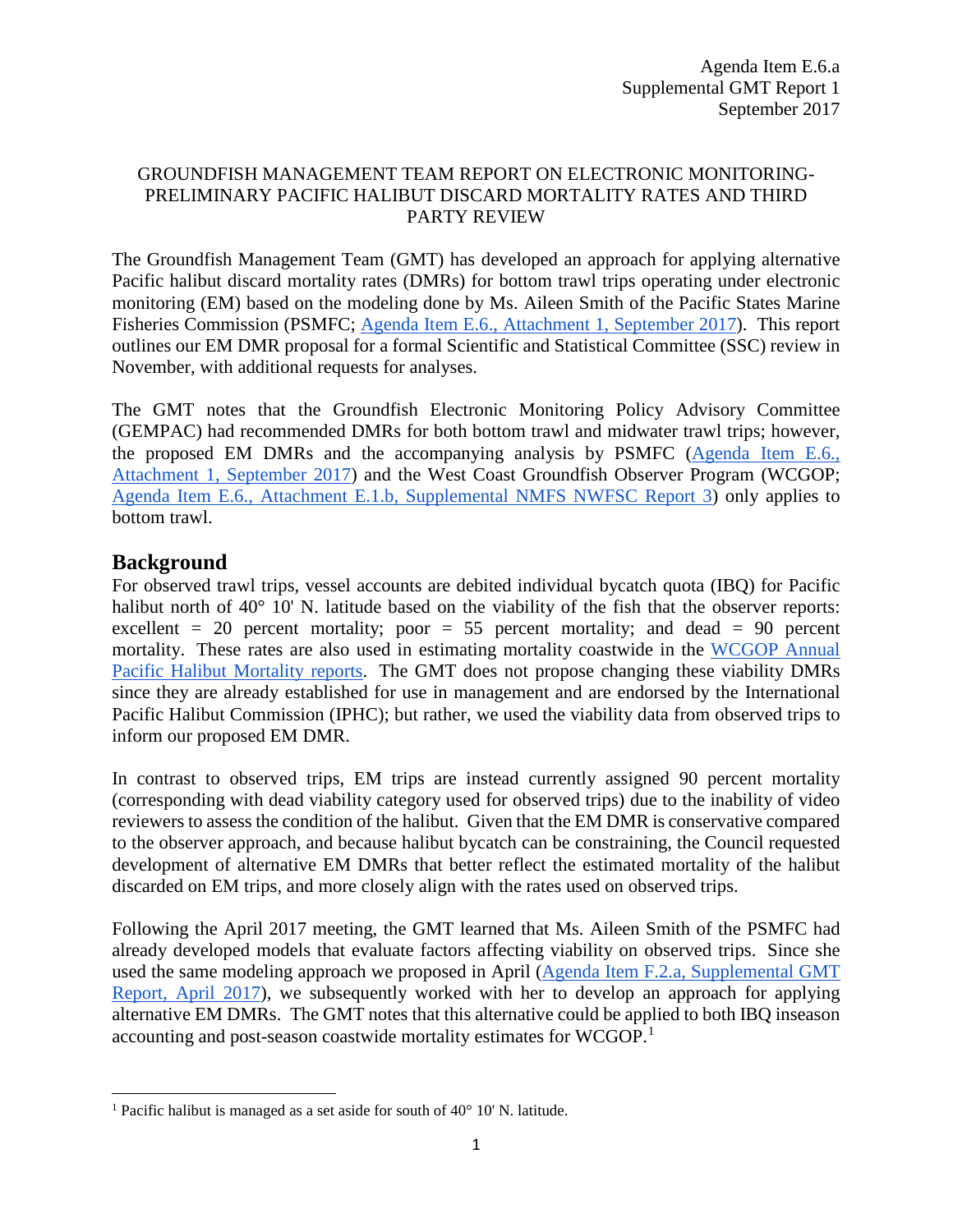Agenda Item E.6.a
Supplemental GMT Report 1
September 2017

GROUNDFISH MANAGEMENT TEAM REPORT ON ELECTRONIC MONITORING-PRELIMINARY PACIFIC HALIBUT DISCARD MORTALITY RATES AND THIRD PARTY REVIEW

The Groundfish Management Team (GMT) has developed an approach for applying alternative Pacific halibut discard mortality rates (DMRs) for bottom trawl trips operating under electronic monitoring (EM) based on the modeling done by Ms. Aileen Smith of the Pacific States Marine Fisheries Commission (PSMFC; Agenda Item E.6., Attachment 1, September 2017). This report outlines our EM DMR proposal for a formal Scientific and Statistical Committee (SSC) review in November, with additional requests for analyses.

The GMT notes that the Groundfish Electronic Monitoring Policy Advisory Committee (GEMPAC) had recommended DMRs for both bottom trawl and midwater trawl trips; however, the proposed EM DMRs and the accompanying analysis by PSMFC (Agenda Item E.6., Attachment 1, September 2017) and the West Coast Groundfish Observer Program (WCGOP; Agenda Item E.6., Attachment E.1.b, Supplemental NMFS NWFSC Report 3) only applies to bottom trawl.

## Background

For observed trawl trips, vessel accounts are debited individual bycatch quota (IBQ) for Pacific halibut north of 40° 10' N. latitude based on the viability of the fish that the observer reports: excellent = 20 percent mortality; poor = 55 percent mortality; and dead = 90 percent mortality. These rates are also used in estimating mortality coastwide in the WCGOP Annual Pacific Halibut Mortality reports. The GMT does not propose changing these viability DMRs since they are already established for use in management and are endorsed by the International Pacific Halibut Commission (IPHC); but rather, we used the viability data from observed trips to inform our proposed EM DMR.

In contrast to observed trips, EM trips are instead currently assigned 90 percent mortality (corresponding with dead viability category used for observed trips) due to the inability of video reviewers to assess the condition of the halibut. Given that the EM DMR is conservative compared to the observer approach, and because halibut bycatch can be constraining, the Council requested development of alternative EM DMRs that better reflect the estimated mortality of the halibut discarded on EM trips, and more closely align with the rates used on observed trips.

Following the April 2017 meeting, the GMT learned that Ms. Aileen Smith of the PSMFC had already developed models that evaluate factors affecting viability on observed trips. Since she used the same modeling approach we proposed in April (Agenda Item F.2.a, Supplemental GMT Report, April 2017), we subsequently worked with her to develop an approach for applying alternative EM DMRs. The GMT notes that this alternative could be applied to both IBQ inseason accounting and post-season coastwide mortality estimates for WCGOP.[1]

[1] Pacific halibut is managed as a set aside for south of 40° 10' N. latitude.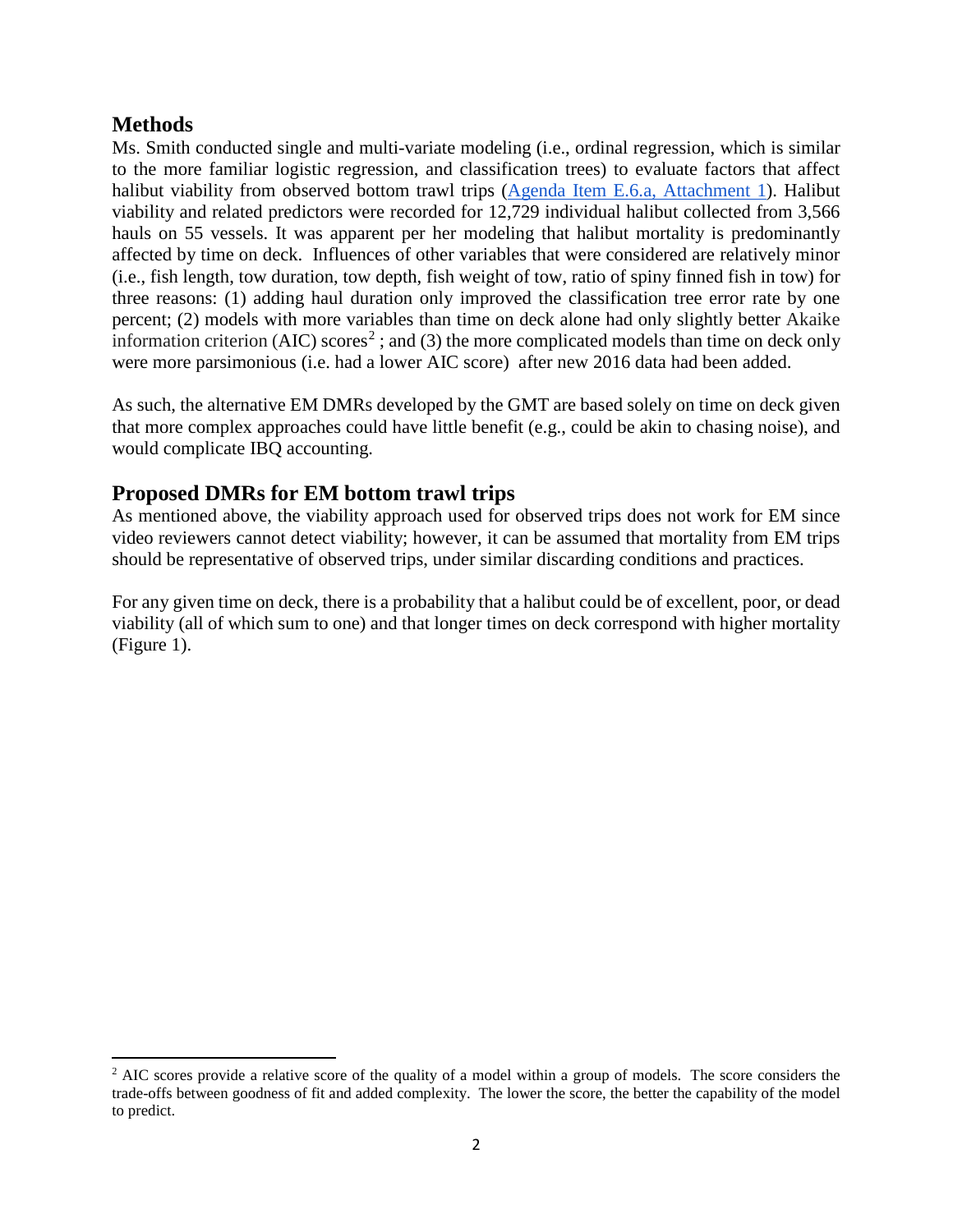## Methods

Ms. Smith conducted single and multi-variate modeling (i.e., ordinal regression, which is similar to the more familiar logistic regression, and classification trees) to evaluate factors that affect halibut viability from observed bottom trawl trips (Agenda Item E.6.a, Attachment 1). Halibut viability and related predictors were recorded for 12,729 individual halibut collected from 3,566 hauls on 55 vessels. It was apparent per her modeling that halibut mortality is predominantly affected by time on deck. Influences of other variables that were considered are relatively minor (i.e., fish length, tow duration, tow depth, fish weight of tow, ratio of spiny finned fish in tow) for three reasons: (1) adding haul duration only improved the classification tree error rate by one percent; (2) models with more variables than time on deck alone had only slightly better Akaike information criterion (AIC) scores[2] ; and (3) the more complicated models than time on deck only were more parsimonious (i.e. had a lower AIC score) after new 2016 data had been added.

As such, the alternative EM DMRs developed by the GMT are based solely on time on deck given that more complex approaches could have little benefit (e.g., could be akin to chasing noise), and would complicate IBQ accounting.

## Proposed DMRs for EM bottom trawl trips

As mentioned above, the viability approach used for observed trips does not work for EM since video reviewers cannot detect viability; however, it can be assumed that mortality from EM trips should be representative of observed trips, under similar discarding conditions and practices.

For any given time on deck, there is a probability that a halibut could be of excellent, poor, or dead viability (all of which sum to one) and that longer times on deck correspond with higher mortality (Figure 1).

[2] AIC scores provide a relative score of the quality of a model within a group of models. The score considers the trade-offs between goodness of fit and added complexity. The lower the score, the better the capability of the model to predict.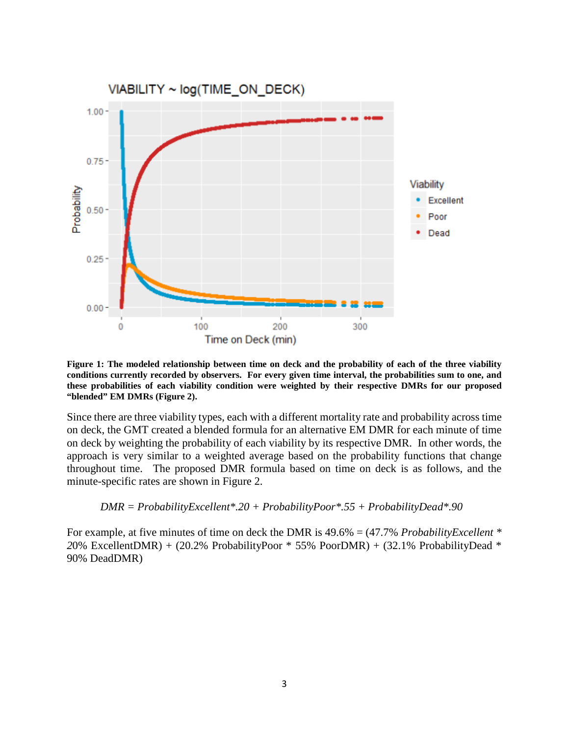**Figure 1: The modeled relationship between time on deck and the probability of each of the three viability conditions currently recorded by observers. For every given time interval, the probabilities sum to one, and these probabilities of each viability condition were weighted by their respective DMRs for our proposed "blended" EM DMRs (Figure 2).**

Since there are three viability types, each with a different mortality rate and probability across time on deck, the GMT created a blended formula for an alternative EM DMR for each minute of time on deck by weighting the probability of each viability by its respective DMR. In other words, the approach is very similar to a weighted average based on the probability functions that change throughout time. The proposed DMR formula based on time on deck is as follows, and the minute-specific rates are shown in Figure 2.

*DMR = ProbabilityExcellent*.20 + ProbabilityPoor*.55 + ProbabilityDead*.90*

For example, at five minutes of time on deck the DMR is 49.6% = (47.7% *ProbabilityExcellent * 20*% ExcellentDMR) + (20.2% ProbabilityPoor * 55% PoorDMR) + (32.1% ProbabilityDead * 90% DeadDMR)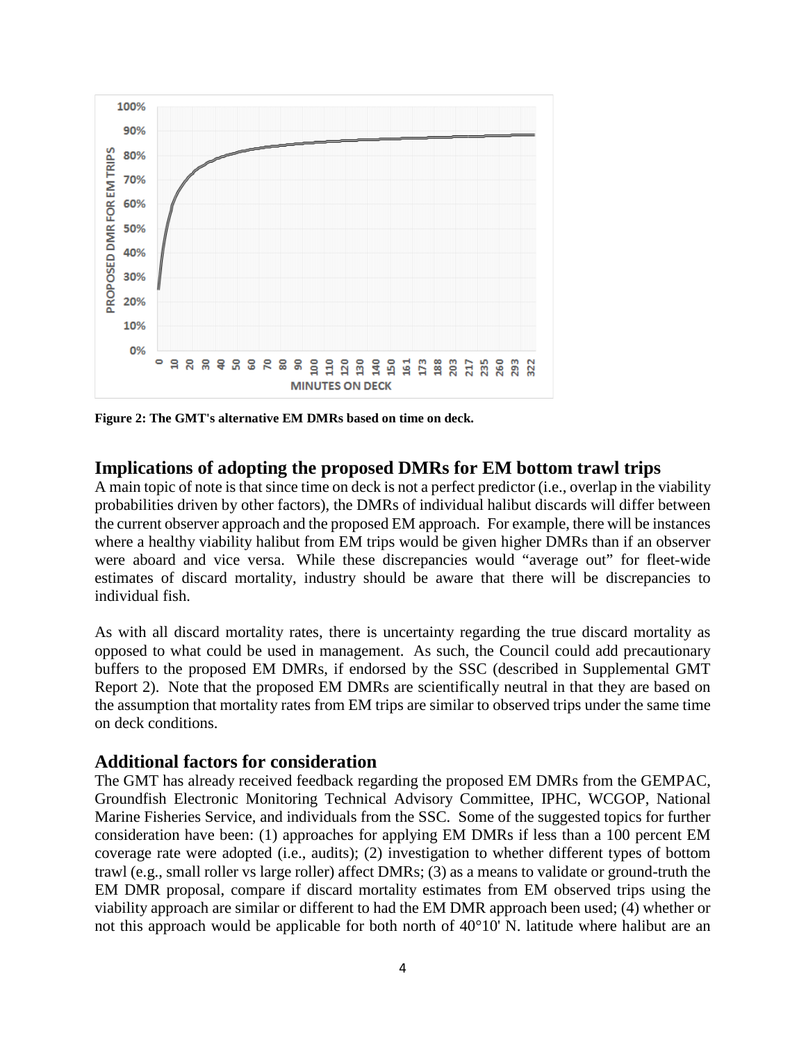Figure 2: The GMT's alternative EM DMRs based on time on deck.

## Implications of adopting the proposed DMRs for EM bottom trawl trips

A main topic of note is that since time on deck is not a perfect predictor (i.e., overlap in the viability probabilities driven by other factors), the DMRs of individual halibut discards will differ between the current observer approach and the proposed EM approach. For example, there will be instances where a healthy viability halibut from EM trips would be given higher DMRs than if an observer were aboard and vice versa. While these discrepancies would "average out" for fleet-wide estimates of discard mortality, industry should be aware that there will be discrepancies to individual fish.

As with all discard mortality rates, there is uncertainty regarding the true discard mortality as opposed to what could be used in management. As such, the Council could add precautionary buffers to the proposed EM DMRs, if endorsed by the SSC (described in Supplemental GMT Report 2). Note that the proposed EM DMRs are scientifically neutral in that they are based on the assumption that mortality rates from EM trips are similar to observed trips under the same time on deck conditions.

## Additional factors for consideration

The GMT has already received feedback regarding the proposed EM DMRs from the GEMPAC, Groundfish Electronic Monitoring Technical Advisory Committee, IPHC, WCGOP, National Marine Fisheries Service, and individuals from the SSC. Some of the suggested topics for further consideration have been: (1) approaches for applying EM DMRs if less than a 100 percent EM coverage rate were adopted (i.e., audits); (2) investigation to whether different types of bottom trawl (e.g., small roller vs large roller) affect DMRs; (3) as a means to validate or ground-truth the EM DMR proposal, compare if discard mortality estimates from EM observed trips using the viability approach are similar or different to had the EM DMR approach been used; (4) whether or not this approach would be applicable for both north of 40°10' N. latitude where halibut are an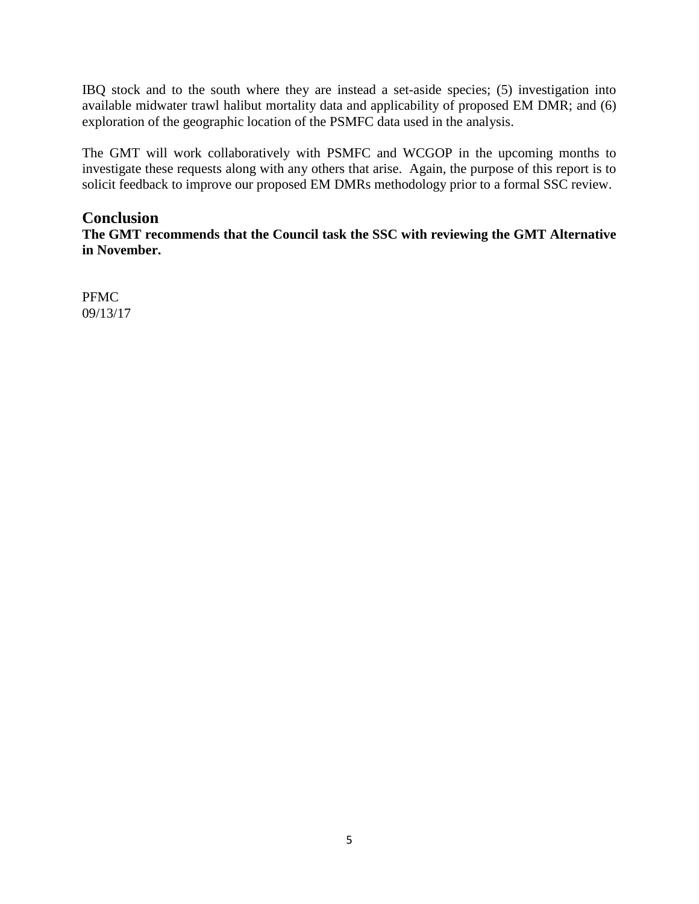IBQ stock and to the south where they are instead a set-aside species; (5) investigation into available midwater trawl halibut mortality data and applicability of proposed EM DMR; and (6) exploration of the geographic location of the PSMFC data used in the analysis.

The GMT will work collaboratively with PSMFC and WCGOP in the upcoming months to investigate these requests along with any others that arise. Again, the purpose of this report is to solicit feedback to improve our proposed EM DMRs methodology prior to a formal SSC review.

## Conclusion

**The GMT recommends that the Council task the SSC with reviewing the GMT Alternative in November.**

PFMC
09/13/17